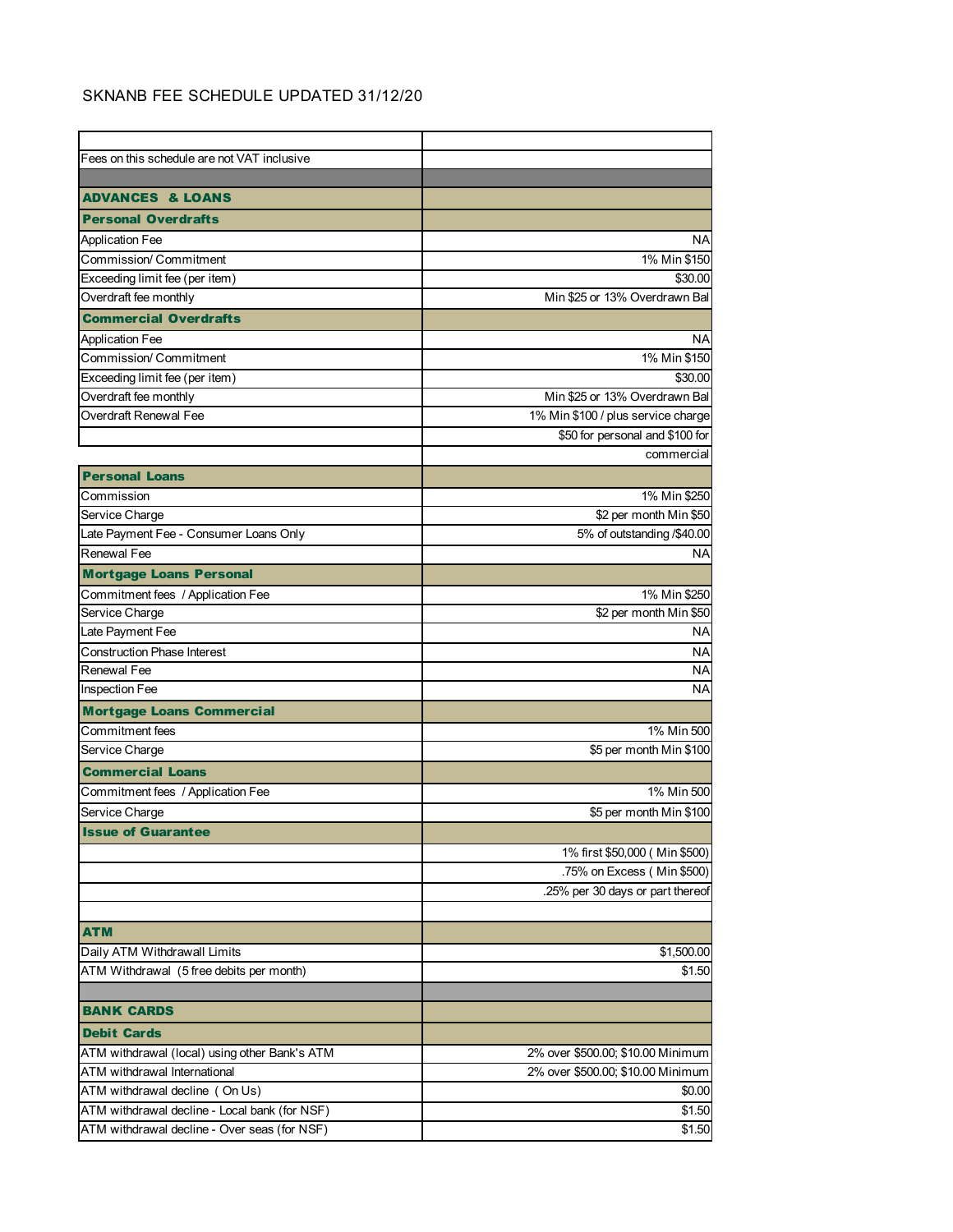SKNANB FEE SCHEDULE UPDATED 31/12/20

| | |
|---|---|
| Fees on this schedule are not VAT inclusive | |
| | |
| **ADVANCES & LOANS** | |
| **Personal Overdrafts** | |
| Application Fee | NA |
| Commission/ Commitment | 1% Min $150 |
| Exceeding limit fee (per item) | $30.00 |
| Overdraft fee monthly | Min $25 or 13% Overdrawn Bal |
| **Commercial Overdrafts** | |
| Application Fee | NA |
| Commission/ Commitment | 1% Min $150 |
| Exceeding limit fee (per item) | $30.00 |
| Overdraft fee monthly | Min $25 or 13% Overdrawn Bal |
| Overdraft Renewal Fee | 1% Min $100 / plus service charge |
| | $50 for personal and $100 for |
| | commercial |
| **Personal Loans** | |
| Commission | 1% Min $250 |
| Service Charge | $2 per month Min $50 |
| Late Payment Fee - Consumer Loans Only | 5% of outstanding /$40.00 |
| Renewal Fee | NA |
| **Mortgage Loans Personal** | |
| Commitment fees / Application Fee | 1% Min $250 |
| Service Charge | $2 per month Min $50 |
| Late Payment Fee | NA |
| Construction Phase Interest | NA |
| Renewal Fee | NA |
| Inspection Fee | NA |
| **Mortgage Loans Commercial** | |
| Commitment fees | 1% Min 500 |
| Service Charge | $5 per month Min $100 |
| **Commercial Loans** | |
| Commitment fees / Application Fee | 1% Min 500 |
| Service Charge | $5 per month Min $100 |
| **Issue of Guarantee** | |
| | 1% first $50,000 ( Min $500) |
| | .75% on Excess ( Min $500) |
| | .25% per 30 days or part thereof |
| | |
| **ATM** | |
| Daily ATM Withdrawall Limits | $1,500.00 |
| ATM Withdrawal (5 free debits per month) | $1.50 |
| | |
| **BANK CARDS** | |
| **Debit Cards** | |
| ATM withdrawal (local) using other Bank's ATM | 2% over $500.00; $10.00 Minimum |
| ATM withdrawal International | 2% over $500.00; $10.00 Minimum |
| ATM withdrawal decline ( On Us) | $0.00 |
| ATM withdrawal decline - Local bank (for NSF) | $1.50 |
| ATM withdrawal decline - Over seas (for NSF) | $1.50 |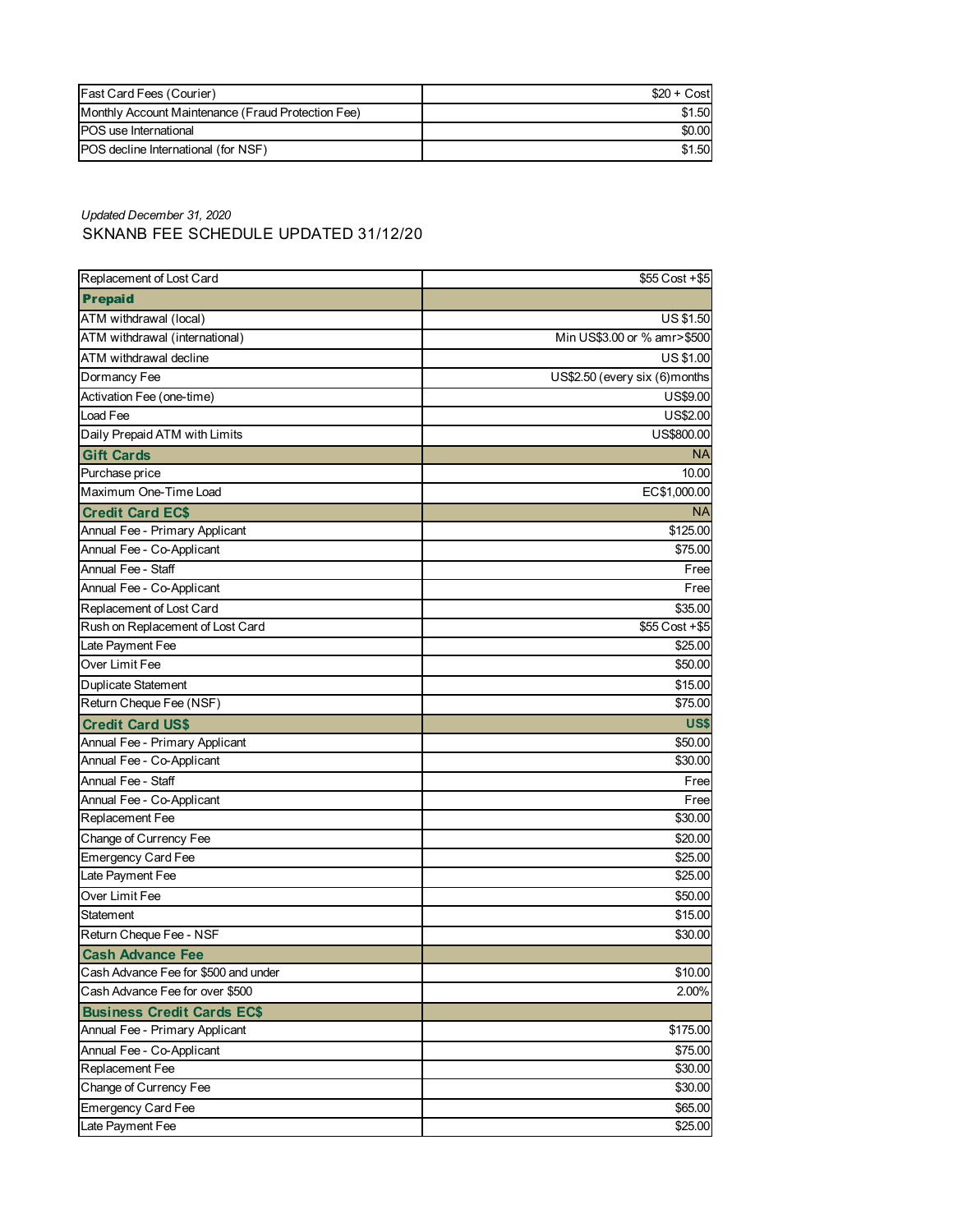| | |
|---|---|
| Fast Card Fees (Courier) | $20 + Cost |
| Monthly Account Maintenance (Fraud Protection Fee) | $1.50 |
| POS use International | $0.00 |
| POS decline International (for NSF) | $1.50 |

*Updated December 31, 2020*

SKNANB FEE SCHEDULE UPDATED 31/12/20

| | |
|---|---|
| Replacement of Lost Card | $55 Cost +$5 |
| **Prepaid** | |
| ATM withdrawal (local) | US $1.50 |
| ATM withdrawal (international) | Min US$3.00 or % amr>$500 |
| ATM withdrawal decline | US $1.00 |
| Dormancy Fee | US$2.50 (every six (6)months |
| Activation Fee (one-time) | US$9.00 |
| Load Fee | US$2.00 |
| Daily Prepaid ATM with Limits | US$800.00 |
| **Gift Cards** | NA |
| Purchase price | 10.00 |
| Maximum One-Time Load | EC$1,000.00 |
| **Credit Card EC$** | NA |
| Annual Fee - Primary Applicant | $125.00 |
| Annual Fee - Co-Applicant | $75.00 |
| Annual Fee - Staff | Free |
| Annual Fee - Co-Applicant | Free |
| Replacement of Lost Card | $35.00 |
| Rush on Replacement of Lost Card | $55 Cost +$5 |
| Late Payment Fee | $25.00 |
| Over Limit Fee | $50.00 |
| Duplicate Statement | $15.00 |
| Return Cheque Fee (NSF) | $75.00 |
| **Credit Card US$** | **US$** |
| Annual Fee - Primary Applicant | $50.00 |
| Annual Fee - Co-Applicant | $30.00 |
| Annual Fee - Staff | Free |
| Annual Fee - Co-Applicant | Free |
| Replacement Fee | $30.00 |
| Change of Currency Fee | $20.00 |
| Emergency Card Fee | $25.00 |
| Late Payment Fee | $25.00 |
| Over Limit Fee | $50.00 |
| Statement | $15.00 |
| Return Cheque Fee - NSF | $30.00 |
| **Cash Advance Fee** | |
| Cash Advance Fee for $500 and under | $10.00 |
| Cash Advance Fee for over $500 | 2.00% |
| **Business Credit Cards EC$** | |
| Annual Fee - Primary Applicant | $175.00 |
| Annual Fee - Co-Applicant | $75.00 |
| Replacement Fee | $30.00 |
| Change of Currency Fee | $30.00 |
| Emergency Card Fee | $65.00 |
| Late Payment Fee | $25.00 |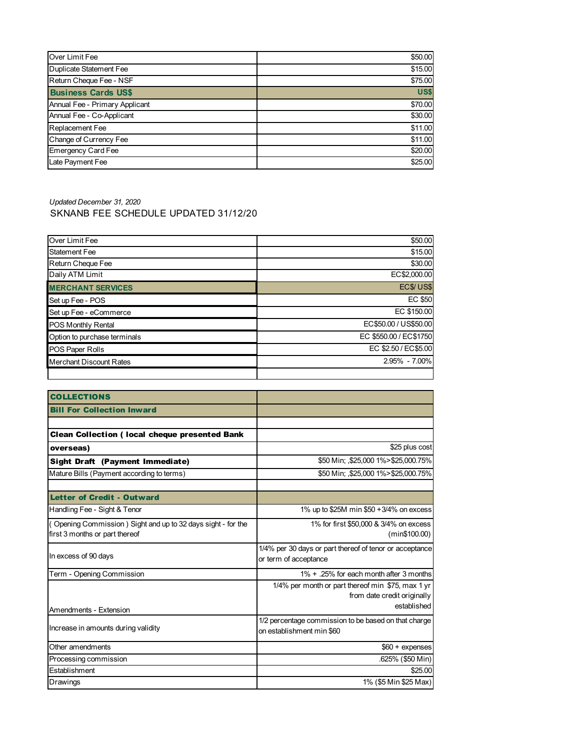| Over Limit Fee | $50.00 |
|---|---|
| Duplicate Statement Fee | $15.00 |
| Return Cheque Fee - NSF | $75.00 |
| **Business Cards US$** | **US$** |
| Annual Fee - Primary Applicant | $70.00 |
| Annual Fee - Co-Applicant | $30.00 |
| Replacement Fee | $11.00 |
| Change of Currency Fee | $11.00 |
| Emergency Card Fee | $20.00 |
| Late Payment Fee | $25.00 |

*Updated December 31, 2020*

SKNANB FEE SCHEDULE UPDATED 31/12/20

| Over Limit Fee | $50.00 |
|---|---|
| Statement Fee | $15.00 |
| Return Cheque Fee | $30.00 |
| Daily ATM Limit | EC$2,000.00 |
| **MERCHANT SERVICES** | **EC$/ US$** |
| Set up Fee - POS | EC $50 |
| Set up Fee - eCommerce | EC $150.00 |
| POS Monthly Rental | EC$50.00 / US$50.00 |
| Option to purchase terminals | EC $550.00 / EC$1750 |
| POS Paper Rolls | EC $2.50 / EC$5.00 |
| Merchant Discount Rates | 2.95% - 7.00% |
| | |

| **COLLECTIONS** | |
|---|---|
| **Bill For Collection Inward** | |
| | |
| **Clean Collection ( local cheque presented Bank overseas)** | $25 plus cost |
| **Sight Draft (Payment Immediate)** | $50 Min; ,$25,000 1%>$25,000.75% |
| Mature Bills (Payment according to terms) | $50 Min; ,$25,000 1%>$25,000.75% |
| | |
| **Letter of Credit - Outward** | |
| Handling Fee - Sight & Tenor | 1% up to $25M min $50 +3/4% on excess |
| ( Opening Commission ) Sight and up to 32 days sight - for the first 3 months or part thereof | 1% for first $50,000 & 3/4% on excess (min$100.00) |
| In excess of 90 days | 1/4% per 30 days or part thereof of tenor or acceptance or term of acceptance |
| Term - Opening Commission | 1% + .25% for each month after 3 months |
| Amendments - Extension | 1/4% per month or part thereof min $75, max 1 yr from date credit originally established |
| Increase in amounts during validity | 1/2 percentage commission to be based on that charge on establishment min $60 |
| Other amendments | $60 + expenses |
| Processing commission | .625% ($50 Min) |
| Establishment | $25.00 |
| Drawings | 1% ($5 Min $25 Max) |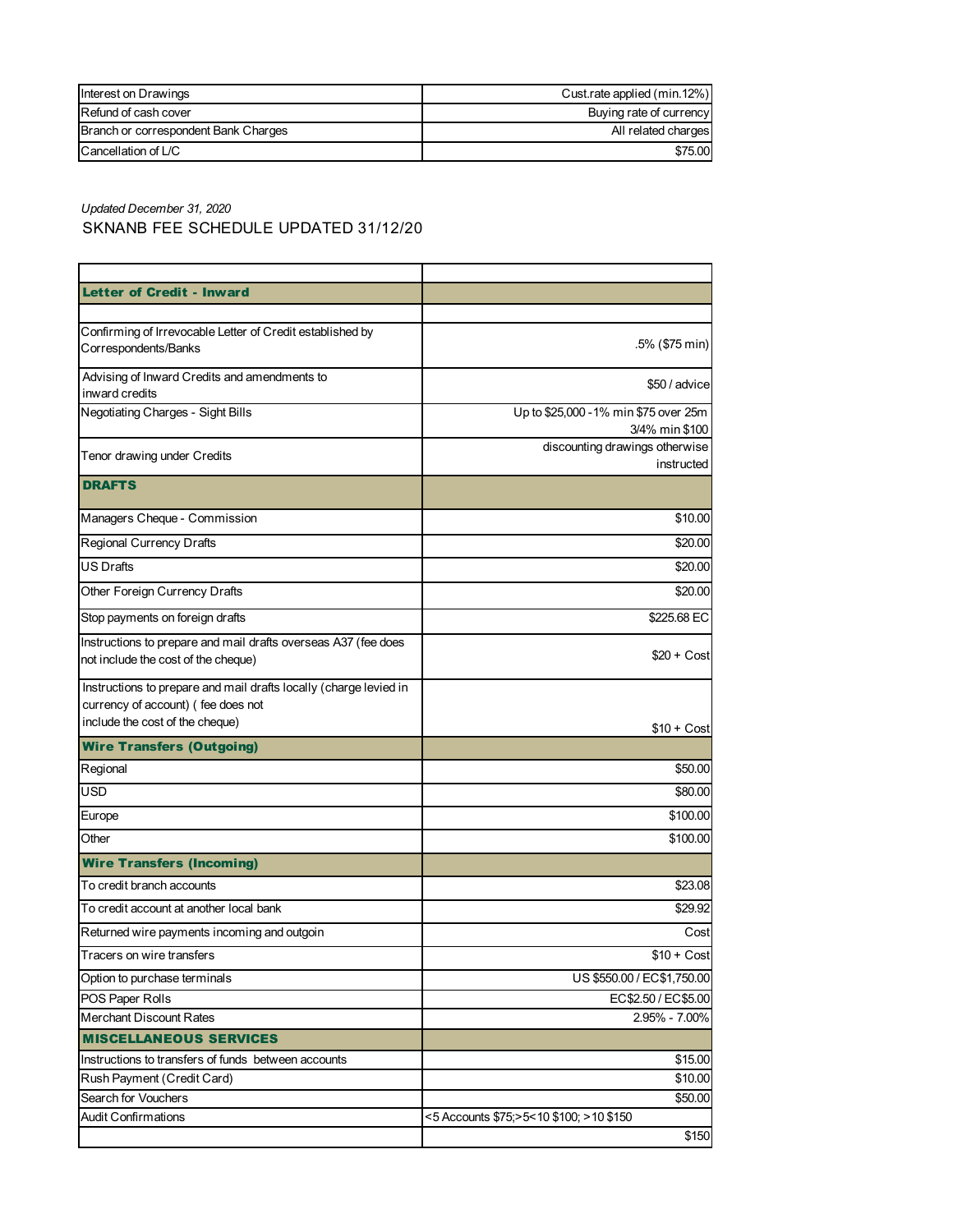| | |
|---|---|
| Interest on Drawings | Cust.rate applied (min.12%) |
| Refund of cash cover | Buying rate of currency |
| Branch or correspondent Bank Charges | All related charges |
| Cancellation of L/C | $75.00 |

*Updated December 31, 2020*

SKNANB FEE SCHEDULE UPDATED 31/12/20

| | |
|---|---|
| **Letter of Credit - Inward** | |
| | |
| Confirming of Irrevocable Letter of Credit established by Correspondents/Banks | .5% ($75 min) |
| Advising of Inward Credits and amendments to inward credits | $50 / advice |
| Negotiating Charges - Sight Bills | Up to $25,000 - 1% min $75 over 25m 3/4% min $100 |
| Tenor drawing under Credits | discounting drawings otherwise instructed |
| **DRAFTS** | |
| Managers Cheque - Commission | $10.00 |
| Regional Currency Drafts | $20.00 |
| US Drafts | $20.00 |
| Other Foreign Currency Drafts | $20.00 |
| Stop payments on foreign drafts | $225.68 EC |
| Instructions to prepare and mail drafts overseas A37 (fee does not include the cost of the cheque) | $20 + Cost |
| Instructions to prepare and mail drafts locally (charge levied in currency of account) ( fee does not include the cost of the cheque) | $10 + Cost |
| **Wire Transfers (Outgoing)** | |
| Regional | $50.00 |
| USD | $80.00 |
| Europe | $100.00 |
| Other | $100.00 |
| **Wire Transfers (Incoming)** | |
| To credit branch accounts | $23.08 |
| To credit account at another local bank | $29.92 |
| Returned wire payments incoming and outgoin | Cost |
| Tracers on wire transfers | $10 + Cost |
| Option to purchase terminals | US $550.00 / EC$1,750.00 |
| POS Paper Rolls | EC$2.50 / EC$5.00 |
| Merchant Discount Rates | 2.95% - 7.00% |
| **MISCELLANEOUS SERVICES** | |
| Instructions to transfers of funds between accounts | $15.00 |
| Rush Payment (Credit Card) | $10.00 |
| Search for Vouchers | $50.00 |
| Audit Confirmations | <5 Accounts $75;>5<10 $100; >10 $150 |
| | $150 |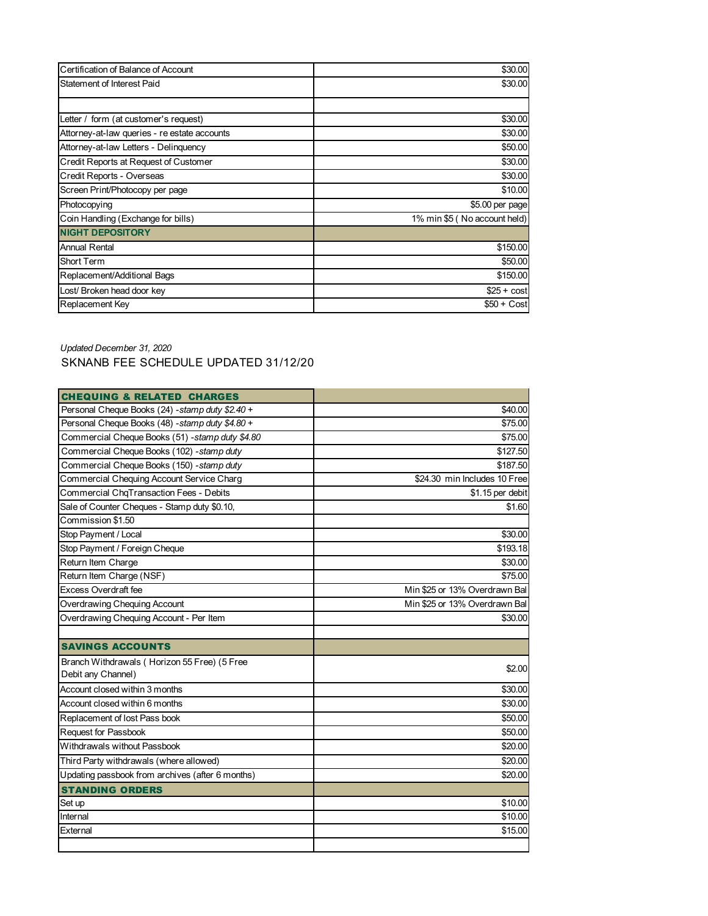| | |
|---|---|
| Certification of Balance of Account | $30.00 |
| Statement of Interest Paid | $30.00 |
| | |
| Letter / form (at customer's request) | $30.00 |
| Attorney-at-law queries - re estate accounts | $30.00 |
| Attorney-at-law Letters - Delinquency | $50.00 |
| Credit Reports at Request of Customer | $30.00 |
| Credit Reports - Overseas | $30.00 |
| Screen Print/Photocopy per page | $10.00 |
| Photocopying | $5.00 per page |
| Coin Handling (Exchange for bills) | 1% min $5 ( No account held) |
| **NIGHT DEPOSITORY** | |
| Annual Rental | $150.00 |
| Short Term | $50.00 |
| Replacement/Additional Bags | $150.00 |
| Lost/ Broken head door key | $25 + cost |
| Replacement Key | $50 + Cost |

*Updated December 31, 2020*

SKNANB FEE SCHEDULE UPDATED 31/12/20

| **CHEQUING & RELATED CHARGES** | |
|---|---|
| Personal Cheque Books (24) -*stamp duty $2.40 +* | $40.00 |
| Personal Cheque Books (48) -*stamp duty $4.80 +* | $75.00 |
| Commercial Cheque Books (51) -*stamp duty $4.80* | $75.00 |
| Commercial Cheque Books (102) -*stamp duty* | $127.50 |
| Commercial Cheque Books (150) -*stamp duty* | $187.50 |
| Commercial Chequing Account Service Charg | $24.30 min Includes 10 Free |
| Commercial ChqTransaction Fees - Debits | $1.15 per debit |
| Sale of Counter Cheques - Stamp duty $0.10, | $1.60 |
| Commission $1.50 | |
| Stop Payment / Local | $30.00 |
| Stop Payment / Foreign Cheque | $193.18 |
| Return Item Charge | $30.00 |
| Return Item Charge (NSF) | $75.00 |
| Excess Overdraft fee | Min $25 or 13% Overdrawn Bal |
| Overdrawing Chequing Account | Min $25 or 13% Overdrawn Bal |
| Overdrawing Chequing Account - Per Item | $30.00 |
| | |
| **SAVINGS ACCOUNTS** | |
| Branch Withdrawals ( Horizon 55 Free) (5 Free Debit any Channel) | $2.00 |
| Account closed within 3 months | $30.00 |
| Account closed within 6 months | $30.00 |
| Replacement of lost Pass book | $50.00 |
| Request for Passbook | $50.00 |
| Withdrawals without Passbook | $20.00 |
| Third Party withdrawals (where allowed) | $20.00 |
| Updating passbook from archives (after 6 months) | $20.00 |
| **STANDING ORDERS** | |
| Set up | $10.00 |
| Internal | $10.00 |
| External | $15.00 |
| | |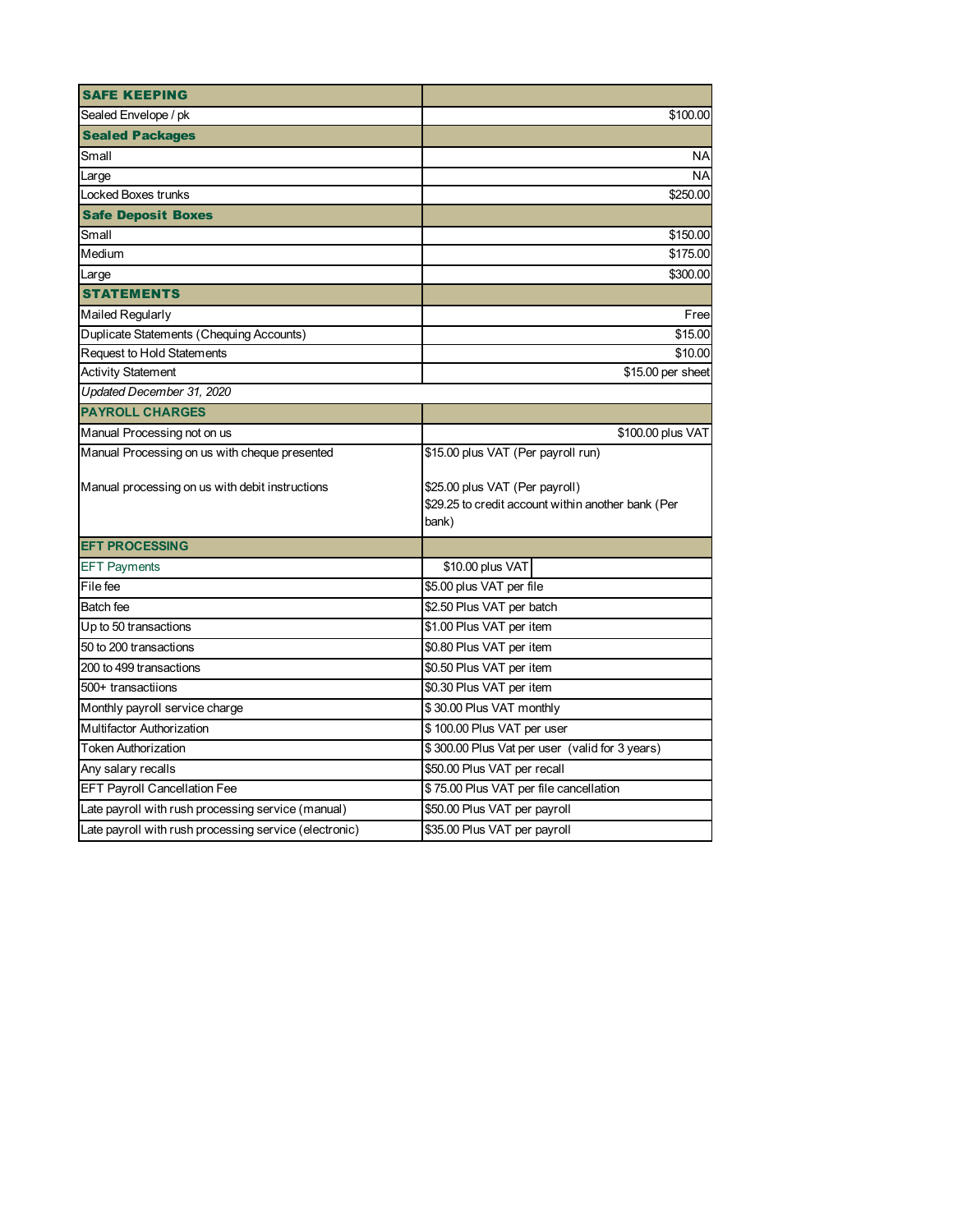| | |
|---|---|
| **SAFE KEEPING** | |
| Sealed Envelope / pk | $100.00 |
| **Sealed Packages** | |
| Small | NA |
| Large | NA |
| Locked Boxes trunks | $250.00 |
| **Safe Deposit Boxes** | |
| Small | $150.00 |
| Medium | $175.00 |
| Large | $300.00 |
| **STATEMENTS** | |
| Mailed Regularly | Free |
| Duplicate Statements (Chequing Accounts) | $15.00 |
| Request to Hold Statements | $10.00 |
| Activity Statement | $15.00 per sheet |
| *Updated December 31, 2020* | |
| **PAYROLL CHARGES** | |
| Manual Processing not on us | $100.00 plus VAT |
| Manual Processing on us with cheque presented | $15.00 plus VAT (Per payroll run) |
| Manual processing on us with debit instructions | $25.00 plus VAT (Per payroll)<br>$29.25 to credit account within another bank (Per bank) |
| **EFT PROCESSING** | |
| EFT Payments | $10.00 plus VAT |
| File fee | $5.00 plus VAT per file |
| Batch fee | $2.50 Plus VAT per batch |
| Up to 50 transactions | $1.00 Plus VAT per item |
| 50 to 200 transactions | $0.80 Plus VAT per item |
| 200 to 499 transactions | $0.50 Plus VAT per item |
| 500+ transactiions | $0.30 Plus VAT per item |
| Monthly payroll service charge | $ 30.00 Plus VAT monthly |
| Multifactor Authorization | $ 100.00 Plus VAT per user |
| Token Authorization | $ 300.00 Plus Vat per user (valid for 3 years) |
| Any salary recalls | $50.00 Plus VAT per recall |
| EFT Payroll Cancellation Fee | $ 75.00 Plus VAT per file cancellation |
| Late payroll with rush processing service (manual) | $50.00 Plus VAT per payroll |
| Late payroll with rush processing service (electronic) | $35.00 Plus VAT per payroll |